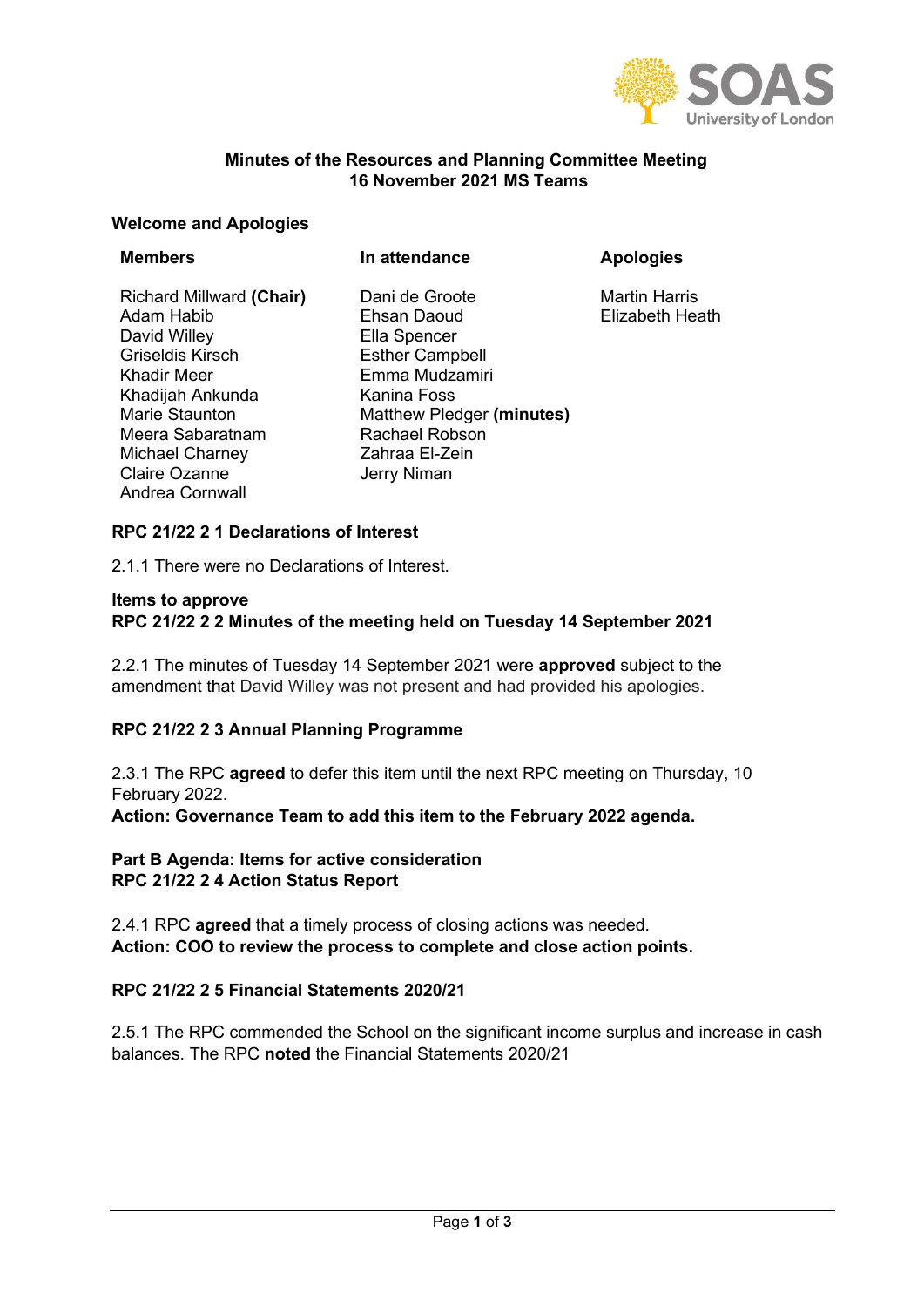**Minutes of the Resources and Planning Committee Meeting**
**16 November 2021 MS Teams**

## Welcome and Apologies

| Members | In attendance | Apologies |
|---|---|---|
| Richard Millward **(Chair)** | Dani de Groote | Martin Harris |
| Adam Habib | Ehsan Daoud | Elizabeth Heath |
| David Willey | Ella Spencer | |
| Griseldis Kirsch | Esther Campbell | |
| Khadir Meer | Emma Mudzamiri | |
| Khadijah Ankunda | Kanina Foss | |
| Marie Staunton | Matthew Pledger **(minutes)** | |
| Meera Sabaratnam | Rachael Robson | |
| Michael Charney | Zahraa El-Zein | |
| Claire Ozanne | Jerry Niman | |
| Andrea Cornwall | | |

## RPC 21/22 2 1 Declarations of Interest

2.1.1 There were no Declarations of Interest.

## Items to approve

## RPC 21/22 2 2 Minutes of the meeting held on Tuesday 14 September 2021

2.2.1 The minutes of Tuesday 14 September 2021 were **approved** subject to the amendment that David Willey was not present and had provided his apologies.

## RPC 21/22 2 3 Annual Planning Programme

2.3.1 The RPC **agreed** to defer this item until the next RPC meeting on Thursday, 10 February 2022.

**Action: Governance Team to add this item to the February 2022 agenda.**

## Part B Agenda: Items for active consideration

## RPC 21/22 2 4 Action Status Report

2.4.1 RPC **agreed** that a timely process of closing actions was needed.

**Action: COO to review the process to complete and close action points.**

## RPC 21/22 2 5 Financial Statements 2020/21

2.5.1 The RPC commended the School on the significant income surplus and increase in cash balances. The RPC **noted** the Financial Statements 2020/21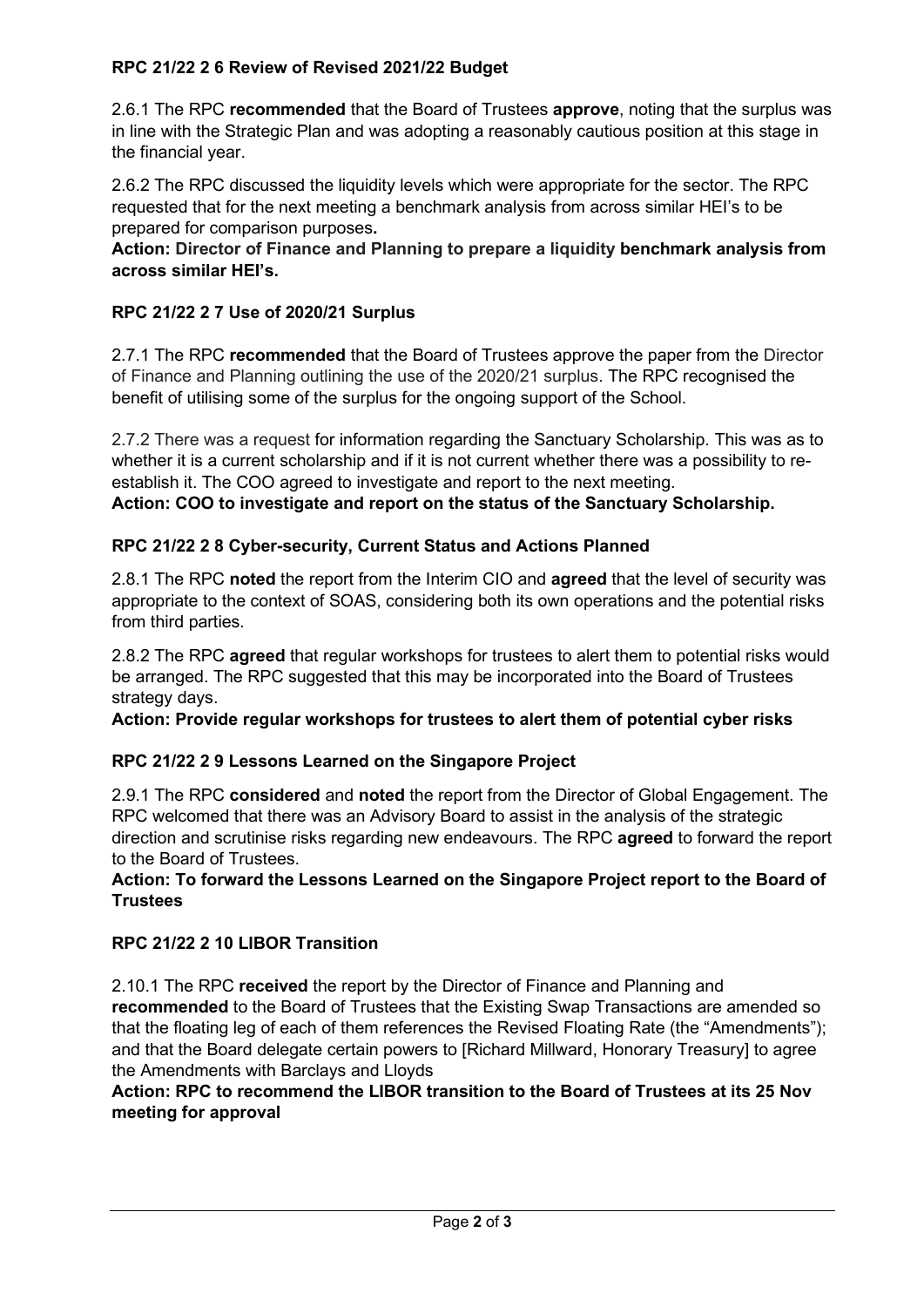### RPC 21/22 2 6 Review of Revised 2021/22 Budget

2.6.1 The RPC **recommended** that the Board of Trustees **approve**, noting that the surplus was in line with the Strategic Plan and was adopting a reasonably cautious position at this stage in the financial year.

2.6.2 The RPC discussed the liquidity levels which were appropriate for the sector. The RPC requested that for the next meeting a benchmark analysis from across similar HEI's to be prepared for comparison purposes**.**

**Action: Director of Finance and Planning to prepare a liquidity benchmark analysis from across similar HEI's.**

### RPC 21/22 2 7 Use of 2020/21 Surplus

2.7.1 The RPC **recommended** that the Board of Trustees approve the paper from the Director of Finance and Planning outlining the use of the 2020/21 surplus. The RPC recognised the benefit of utilising some of the surplus for the ongoing support of the School.

2.7.2 There was a request for information regarding the Sanctuary Scholarship. This was as to whether it is a current scholarship and if it is not current whether there was a possibility to re-establish it. The COO agreed to investigate and report to the next meeting.

**Action: COO to investigate and report on the status of the Sanctuary Scholarship.**

### RPC 21/22 2 8 Cyber-security, Current Status and Actions Planned

2.8.1 The RPC **noted** the report from the Interim CIO and **agreed** that the level of security was appropriate to the context of SOAS, considering both its own operations and the potential risks from third parties.

2.8.2 The RPC **agreed** that regular workshops for trustees to alert them to potential risks would be arranged. The RPC suggested that this may be incorporated into the Board of Trustees strategy days.

**Action: Provide regular workshops for trustees to alert them of potential cyber risks**

### RPC 21/22 2 9 Lessons Learned on the Singapore Project

2.9.1 The RPC **considered** and **noted** the report from the Director of Global Engagement. The RPC welcomed that there was an Advisory Board to assist in the analysis of the strategic direction and scrutinise risks regarding new endeavours. The RPC **agreed** to forward the report to the Board of Trustees.

**Action: To forward the Lessons Learned on the Singapore Project report to the Board of Trustees**

### RPC 21/22 2 10 LIBOR Transition

2.10.1 The RPC **received** the report by the Director of Finance and Planning and **recommended** to the Board of Trustees that the Existing Swap Transactions are amended so that the floating leg of each of them references the Revised Floating Rate (the "Amendments"); and that the Board delegate certain powers to [Richard Millward, Honorary Treasury] to agree the Amendments with Barclays and Lloyds

**Action: RPC to recommend the LIBOR transition to the Board of Trustees at its 25 Nov meeting for approval**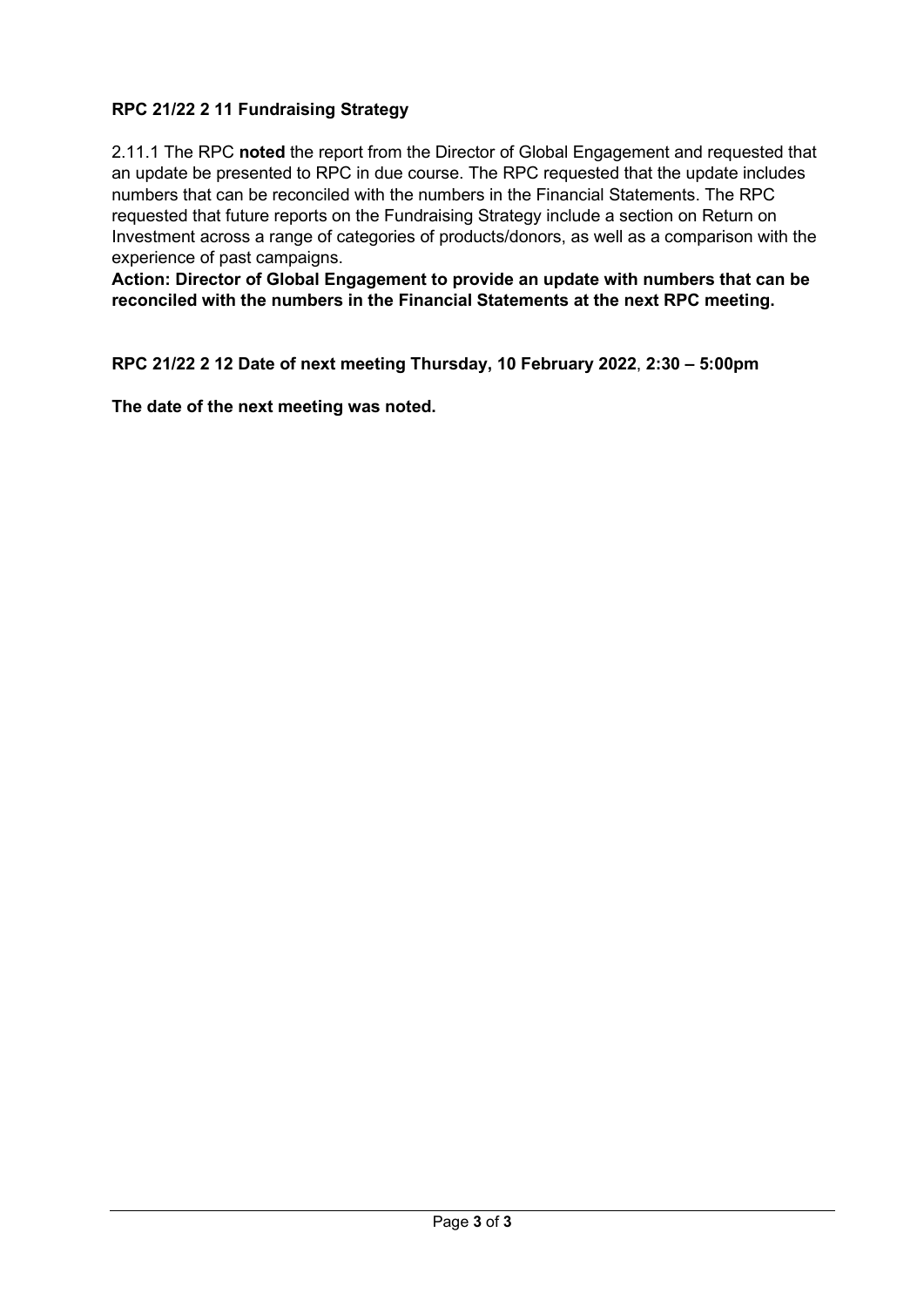**RPC 21/22 2 11 Fundraising Strategy**

2.11.1 The RPC **noted** the report from the Director of Global Engagement and requested that an update be presented to RPC in due course. The RPC requested that the update includes numbers that can be reconciled with the numbers in the Financial Statements. The RPC requested that future reports on the Fundraising Strategy include a section on Return on Investment across a range of categories of products/donors, as well as a comparison with the experience of past campaigns.

**Action: Director of Global Engagement to provide an update with numbers that can be reconciled with the numbers in the Financial Statements at the next RPC meeting.**

**RPC 21/22 2 12 Date of next meeting Thursday, 10 February 2022**, **2:30 – 5:00pm**

**The date of the next meeting was noted.**